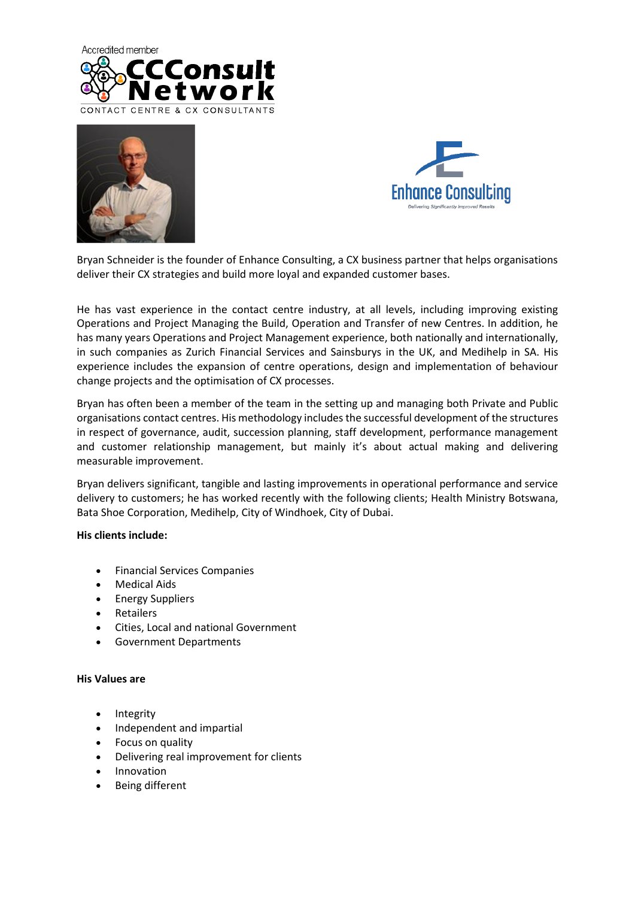Accredited member

CCConsult Network

CONTACT CENTRE & CX CONSULTANTS

Enhance Consulting

*Delivering Significantly Improved Results*

Bryan Schneider is the founder of Enhance Consulting, a CX business partner that helps organisations deliver their CX strategies and build more loyal and expanded customer bases.

He has vast experience in the contact centre industry, at all levels, including improving existing Operations and Project Managing the Build, Operation and Transfer of new Centres. In addition, he has many years Operations and Project Management experience, both nationally and internationally, in such companies as Zurich Financial Services and Sainsburys in the UK, and Medihelp in SA. His experience includes the expansion of centre operations, design and implementation of behaviour change projects and the optimisation of CX processes.

Bryan has often been a member of the team in the setting up and managing both Private and Public organisations contact centres. His methodology includes the successful development of the structures in respect of governance, audit, succession planning, staff development, performance management and customer relationship management, but mainly it's about actual making and delivering measurable improvement.

Bryan delivers significant, tangible and lasting improvements in operational performance and service delivery to customers; he has worked recently with the following clients; Health Ministry Botswana, Bata Shoe Corporation, Medihelp, City of Windhoek, City of Dubai.

**His clients include:**

- Financial Services Companies
- Medical Aids
- Energy Suppliers
- Retailers
- Cities, Local and national Government
- Government Departments

**His Values are**

- Integrity
- Independent and impartial
- Focus on quality
- Delivering real improvement for clients
- Innovation
- Being different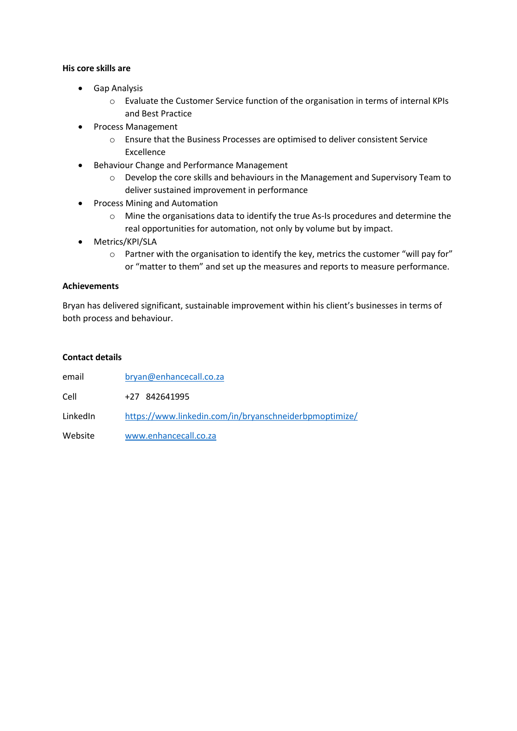**His core skills are**

- Gap Analysis
  - Evaluate the Customer Service function of the organisation in terms of internal KPIs and Best Practice
- Process Management
  - Ensure that the Business Processes are optimised to deliver consistent Service Excellence
- Behaviour Change and Performance Management
  - Develop the core skills and behaviours in the Management and Supervisory Team to deliver sustained improvement in performance
- Process Mining and Automation
  - Mine the organisations data to identify the true As-Is procedures and determine the real opportunities for automation, not only by volume but by impact.
- Metrics/KPI/SLA
  - Partner with the organisation to identify the key, metrics the customer "will pay for" or "matter to them" and set up the measures and reports to measure performance.

**Achievements**

Bryan has delivered significant, sustainable improvement within his client's businesses in terms of both process and behaviour.

**Contact details**

| | |
|---|---|
| email | bryan@enhancecall.co.za |
| Cell | +27 842641995 |
| LinkedIn | https://www.linkedin.com/in/bryanschneiderbpmoptimize/ |
| Website | www.enhancecall.co.za |